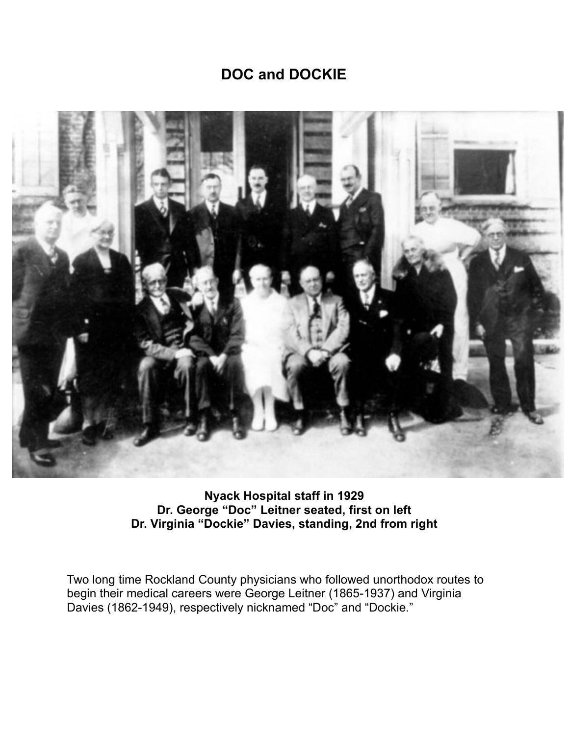# DOC and DOCKIE

**Nyack Hospital staff in 1929**
**Dr. George "Doc" Leitner seated, first on left**
**Dr. Virginia "Dockie" Davies, standing, 2nd from right**

Two long time Rockland County physicians who followed unorthodox routes to begin their medical careers were George Leitner (1865-1937) and Virginia Davies (1862-1949), respectively nicknamed "Doc" and "Dockie."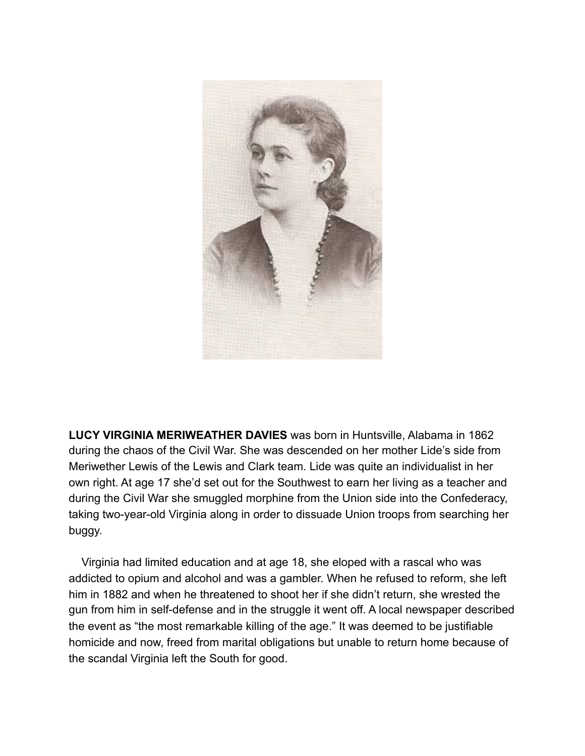**LUCY VIRGINIA MERIWEATHER DAVIES** was born in Huntsville, Alabama in 1862 during the chaos of the Civil War. She was descended on her mother Lide's side from Meriwether Lewis of the Lewis and Clark team. Lide was quite an individualist in her own right. At age 17 she'd set out for the Southwest to earn her living as a teacher and during the Civil War she smuggled morphine from the Union side into the Confederacy, taking two-year-old Virginia along in order to dissuade Union troops from searching her buggy.

Virginia had limited education and at age 18, she eloped with a rascal who was addicted to opium and alcohol and was a gambler. When he refused to reform, she left him in 1882 and when he threatened to shoot her if she didn't return, she wrested the gun from him in self-defense and in the struggle it went off. A local newspaper described the event as "the most remarkable killing of the age." It was deemed to be justifiable homicide and now, freed from marital obligations but unable to return home because of the scandal Virginia left the South for good.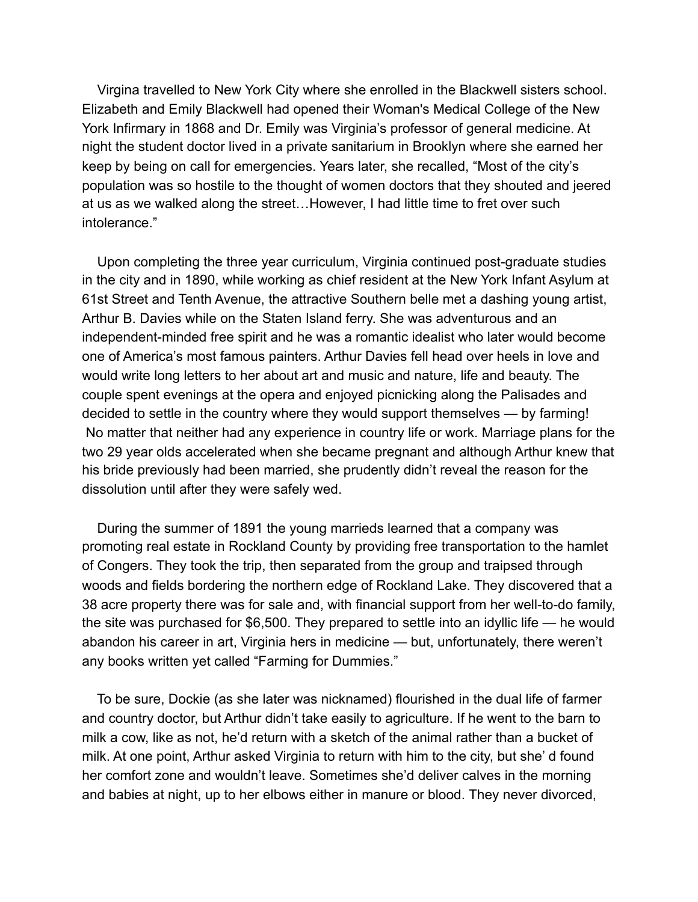Virgina travelled to New York City where she enrolled in the Blackwell sisters school. Elizabeth and Emily Blackwell had opened their Woman's Medical College of the New York Infirmary in 1868 and Dr. Emily was Virginia's professor of general medicine. At night the student doctor lived in a private sanitarium in Brooklyn where she earned her keep by being on call for emergencies. Years later, she recalled, "Most of the city's population was so hostile to the thought of women doctors that they shouted and jeered at us as we walked along the street…However, I had little time to fret over such intolerance."

Upon completing the three year curriculum, Virginia continued post-graduate studies in the city and in 1890, while working as chief resident at the New York Infant Asylum at 61st Street and Tenth Avenue, the attractive Southern belle met a dashing young artist, Arthur B. Davies while on the Staten Island ferry. She was adventurous and an independent-minded free spirit and he was a romantic idealist who later would become one of America's most famous painters. Arthur Davies fell head over heels in love and would write long letters to her about art and music and nature, life and beauty. The couple spent evenings at the opera and enjoyed picnicking along the Palisades and decided to settle in the country where they would support themselves — by farming! No matter that neither had any experience in country life or work. Marriage plans for the two 29 year olds accelerated when she became pregnant and although Arthur knew that his bride previously had been married, she prudently didn't reveal the reason for the dissolution until after they were safely wed.

During the summer of 1891 the young marrieds learned that a company was promoting real estate in Rockland County by providing free transportation to the hamlet of Congers. They took the trip, then separated from the group and traipsed through woods and fields bordering the northern edge of Rockland Lake. They discovered that a 38 acre property there was for sale and, with financial support from her well-to-do family, the site was purchased for $6,500. They prepared to settle into an idyllic life — he would abandon his career in art, Virginia hers in medicine — but, unfortunately, there weren't any books written yet called "Farming for Dummies."

To be sure, Dockie (as she later was nicknamed) flourished in the dual life of farmer and country doctor, but Arthur didn't take easily to agriculture. If he went to the barn to milk a cow, like as not, he'd return with a sketch of the animal rather than a bucket of milk. At one point, Arthur asked Virginia to return with him to the city, but she' d found her comfort zone and wouldn't leave. Sometimes she'd deliver calves in the morning and babies at night, up to her elbows either in manure or blood. They never divorced,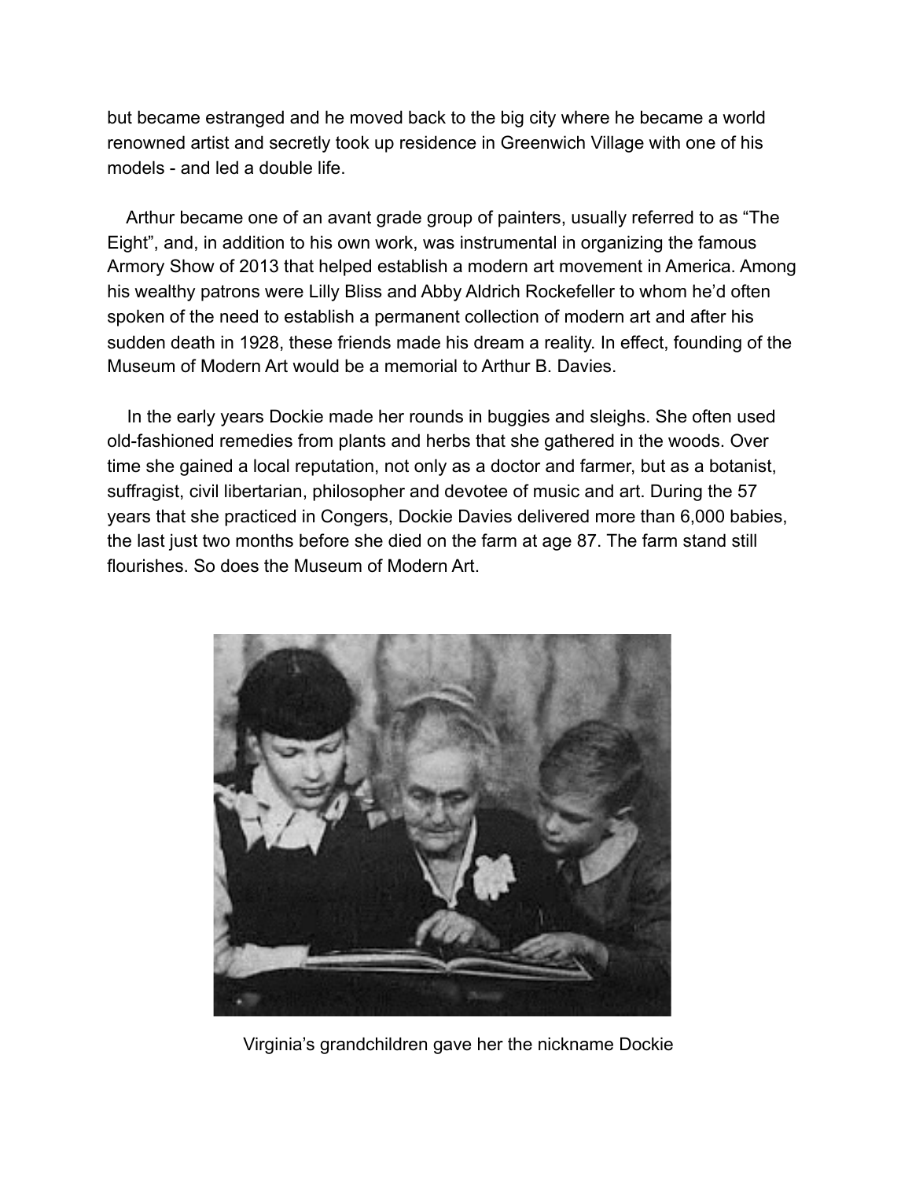but became estranged and he moved back to the big city where he became a world renowned artist and secretly took up residence in Greenwich Village with one of his models - and led a double life.

Arthur became one of an avant grade group of painters, usually referred to as "The Eight", and, in addition to his own work, was instrumental in organizing the famous Armory Show of 2013 that helped establish a modern art movement in America. Among his wealthy patrons were Lilly Bliss and Abby Aldrich Rockefeller to whom he'd often spoken of the need to establish a permanent collection of modern art and after his sudden death in 1928, these friends made his dream a reality. In effect, founding of the Museum of Modern Art would be a memorial to Arthur B. Davies.

In the early years Dockie made her rounds in buggies and sleighs. She often used old-fashioned remedies from plants and herbs that she gathered in the woods. Over time she gained a local reputation, not only as a doctor and farmer, but as a botanist, suffragist, civil libertarian, philosopher and devotee of music and art. During the 57 years that she practiced in Congers, Dockie Davies delivered more than 6,000 babies, the last just two months before she died on the farm at age 87. The farm stand still flourishes. So does the Museum of Modern Art.

Virginia's grandchildren gave her the nickname Dockie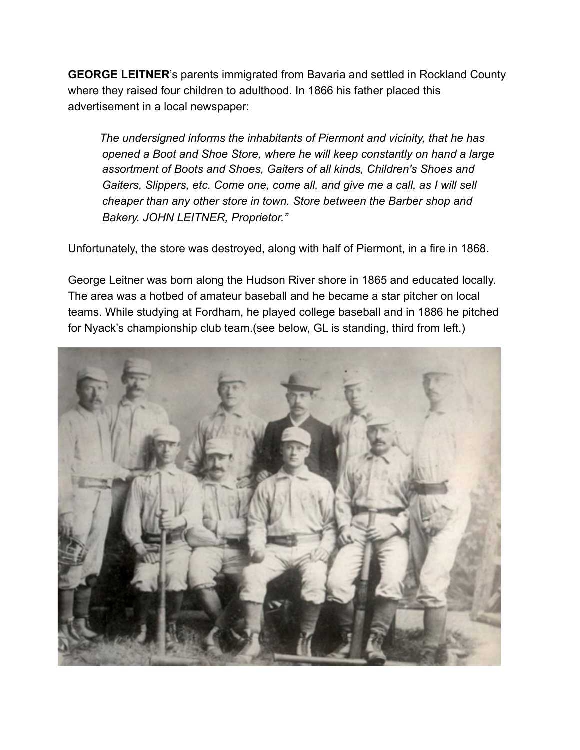**GEORGE LEITNER**'s parents immigrated from Bavaria and settled in Rockland County where they raised four children to adulthood. In 1866 his father placed this advertisement in a local newspaper:

> *The undersigned informs the inhabitants of Piermont and vicinity, that he has opened a Boot and Shoe Store, where he will keep constantly on hand a large assortment of Boots and Shoes, Gaiters of all kinds, Children's Shoes and Gaiters, Slippers, etc. Come one, come all, and give me a call, as I will sell cheaper than any other store in town. Store between the Barber shop and Bakery. JOHN LEITNER, Proprietor."*

Unfortunately, the store was destroyed, along with half of Piermont, in a fire in 1868.

George Leitner was born along the Hudson River shore in 1865 and educated locally. The area was a hotbed of amateur baseball and he became a star pitcher on local teams. While studying at Fordham, he played college baseball and in 1886 he pitched for Nyack's championship club team.(see below, GL is standing, third from left.)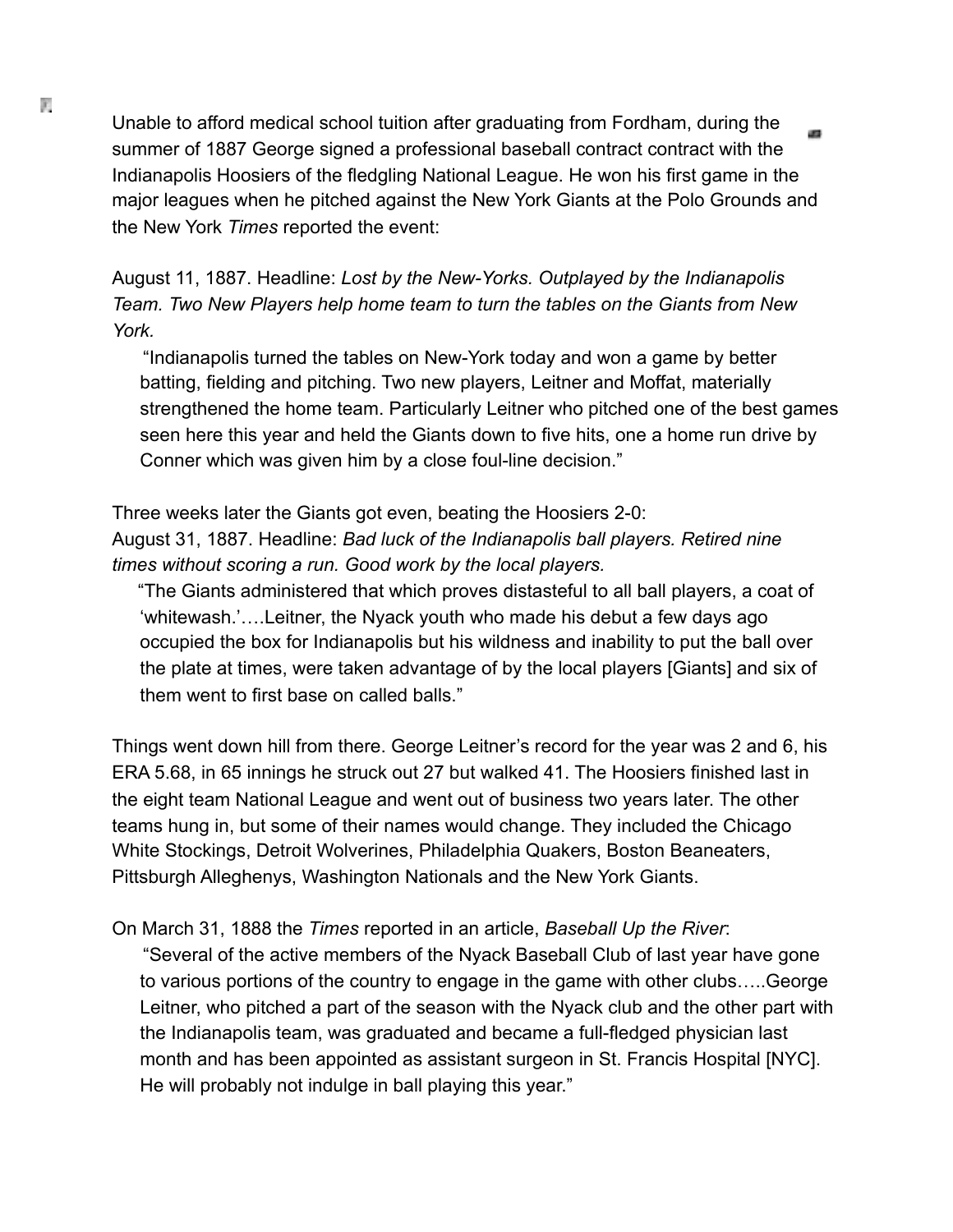Unable to afford medical school tuition after graduating from Fordham, during the summer of 1887 George signed a professional baseball contract contract with the Indianapolis Hoosiers of the fledgling National League. He won his first game in the major leagues when he pitched against the New York Giants at the Polo Grounds and the New York *Times* reported the event:

August 11, 1887. Headline: *Lost by the New-Yorks. Outplayed by the Indianapolis Team. Two New Players help home team to turn the tables on the Giants from New York.*

> "Indianapolis turned the tables on New-York today and won a game by better batting, fielding and pitching. Two new players, Leitner and Moffat, materially strengthened the home team. Particularly Leitner who pitched one of the best games seen here this year and held the Giants down to five hits, one a home run drive by Conner which was given him by a close foul-line decision."

Three weeks later the Giants got even, beating the Hoosiers 2-0:
August 31, 1887. Headline: *Bad luck of the Indianapolis ball players. Retired nine times without scoring a run. Good work by the local players.*

> "The Giants administered that which proves distasteful to all ball players, a coat of 'whitewash.'….Leitner, the Nyack youth who made his debut a few days ago occupied the box for Indianapolis but his wildness and inability to put the ball over the plate at times, were taken advantage of by the local players [Giants] and six of them went to first base on called balls."

Things went down hill from there. George Leitner's record for the year was 2 and 6, his ERA 5.68, in 65 innings he struck out 27 but walked 41. The Hoosiers finished last in the eight team National League and went out of business two years later. The other teams hung in, but some of their names would change. They included the Chicago White Stockings, Detroit Wolverines, Philadelphia Quakers, Boston Beaneaters, Pittsburgh Alleghenys, Washington Nationals and the New York Giants.

On March 31, 1888 the *Times* reported in an article, *Baseball Up the River*:

> "Several of the active members of the Nyack Baseball Club of last year have gone to various portions of the country to engage in the game with other clubs…..George Leitner, who pitched a part of the season with the Nyack club and the other part with the Indianapolis team, was graduated and became a full-fledged physician last month and has been appointed as assistant surgeon in St. Francis Hospital [NYC]. He will probably not indulge in ball playing this year."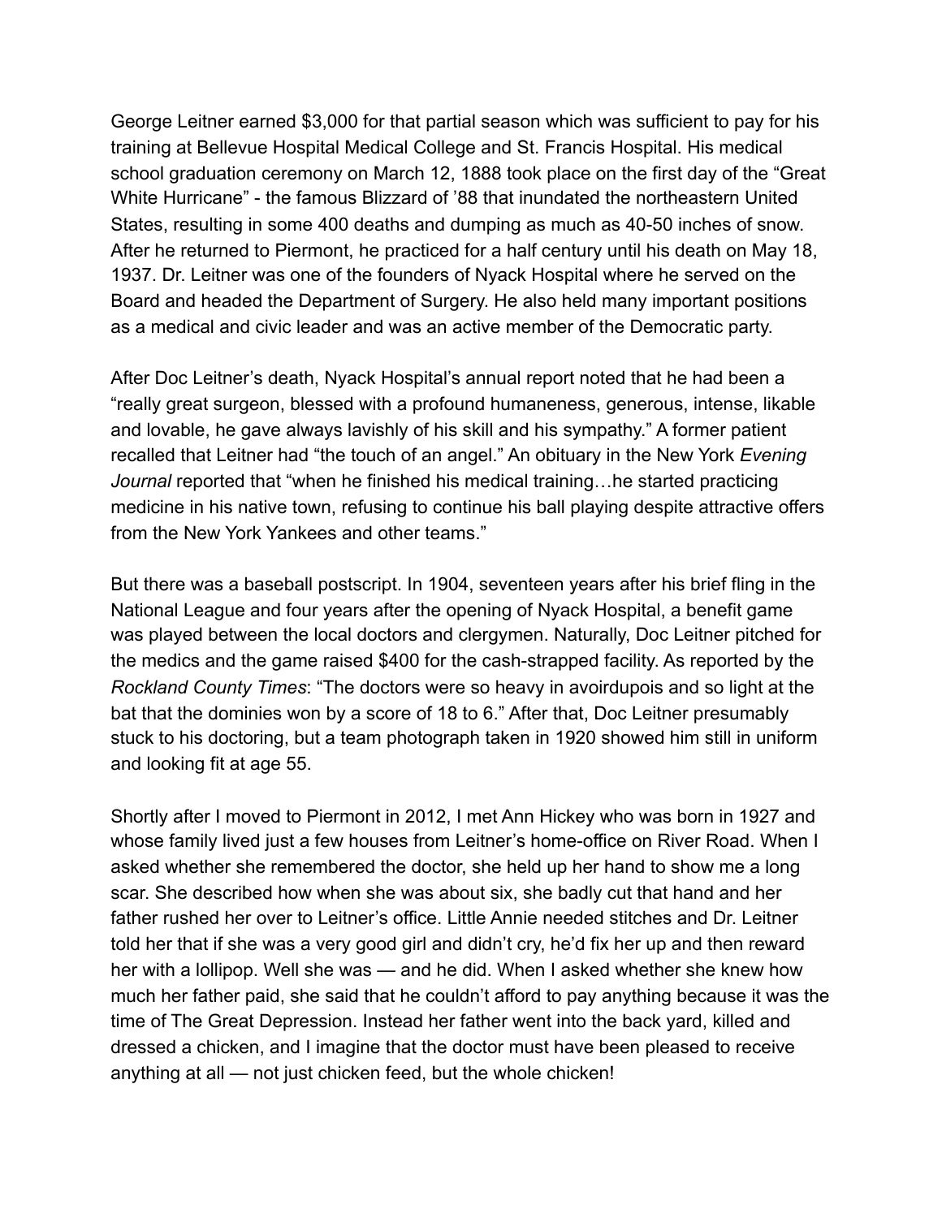George Leitner earned $3,000 for that partial season which was sufficient to pay for his training at Bellevue Hospital Medical College and St. Francis Hospital. His medical school graduation ceremony on March 12, 1888 took place on the first day of the "Great White Hurricane" - the famous Blizzard of '88 that inundated the northeastern United States, resulting in some 400 deaths and dumping as much as 40-50 inches of snow. After he returned to Piermont, he practiced for a half century until his death on May 18, 1937. Dr. Leitner was one of the founders of Nyack Hospital where he served on the Board and headed the Department of Surgery. He also held many important positions as a medical and civic leader and was an active member of the Democratic party.

After Doc Leitner's death, Nyack Hospital's annual report noted that he had been a "really great surgeon, blessed with a profound humaneness, generous, intense, likable and lovable, he gave always lavishly of his skill and his sympathy." A former patient recalled that Leitner had "the touch of an angel." An obituary in the New York *Evening Journal* reported that "when he finished his medical training…he started practicing medicine in his native town, refusing to continue his ball playing despite attractive offers from the New York Yankees and other teams."

But there was a baseball postscript. In 1904, seventeen years after his brief fling in the National League and four years after the opening of Nyack Hospital, a benefit game was played between the local doctors and clergymen. Naturally, Doc Leitner pitched for the medics and the game raised $400 for the cash-strapped facility. As reported by the *Rockland County Times*: "The doctors were so heavy in avoirdupois and so light at the bat that the dominies won by a score of 18 to 6." After that, Doc Leitner presumably stuck to his doctoring, but a team photograph taken in 1920 showed him still in uniform and looking fit at age 55.

Shortly after I moved to Piermont in 2012, I met Ann Hickey who was born in 1927 and whose family lived just a few houses from Leitner's home-office on River Road. When I asked whether she remembered the doctor, she held up her hand to show me a long scar. She described how when she was about six, she badly cut that hand and her father rushed her over to Leitner's office. Little Annie needed stitches and Dr. Leitner told her that if she was a very good girl and didn't cry, he'd fix her up and then reward her with a lollipop. Well she was — and he did. When I asked whether she knew how much her father paid, she said that he couldn't afford to pay anything because it was the time of The Great Depression. Instead her father went into the back yard, killed and dressed a chicken, and I imagine that the doctor must have been pleased to receive anything at all — not just chicken feed, but the whole chicken!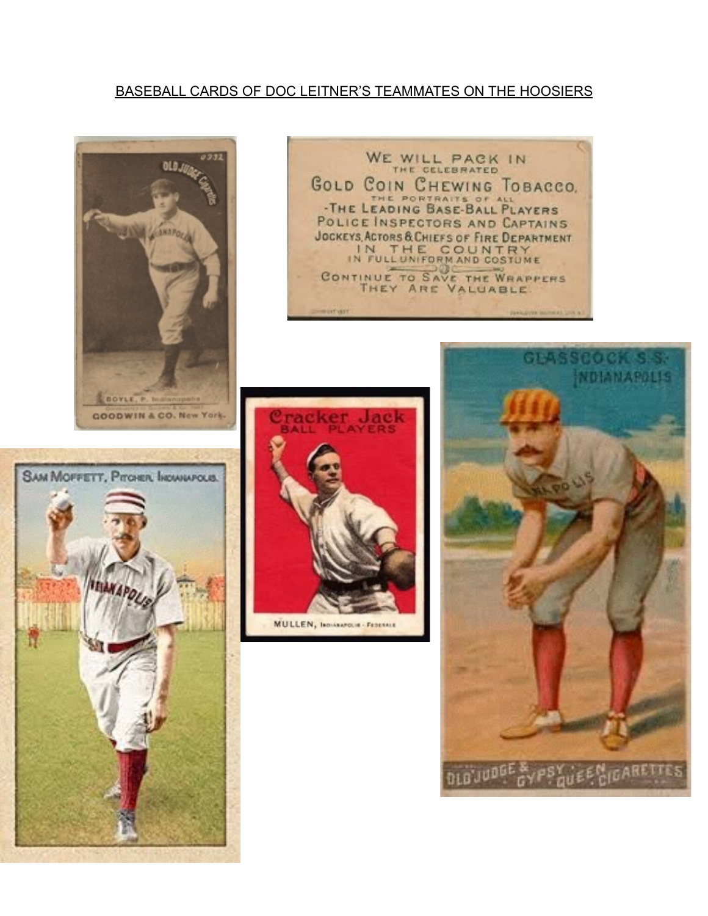BASEBALL CARDS OF DOC LEITNER'S TEAMMATES ON THE HOOSIERS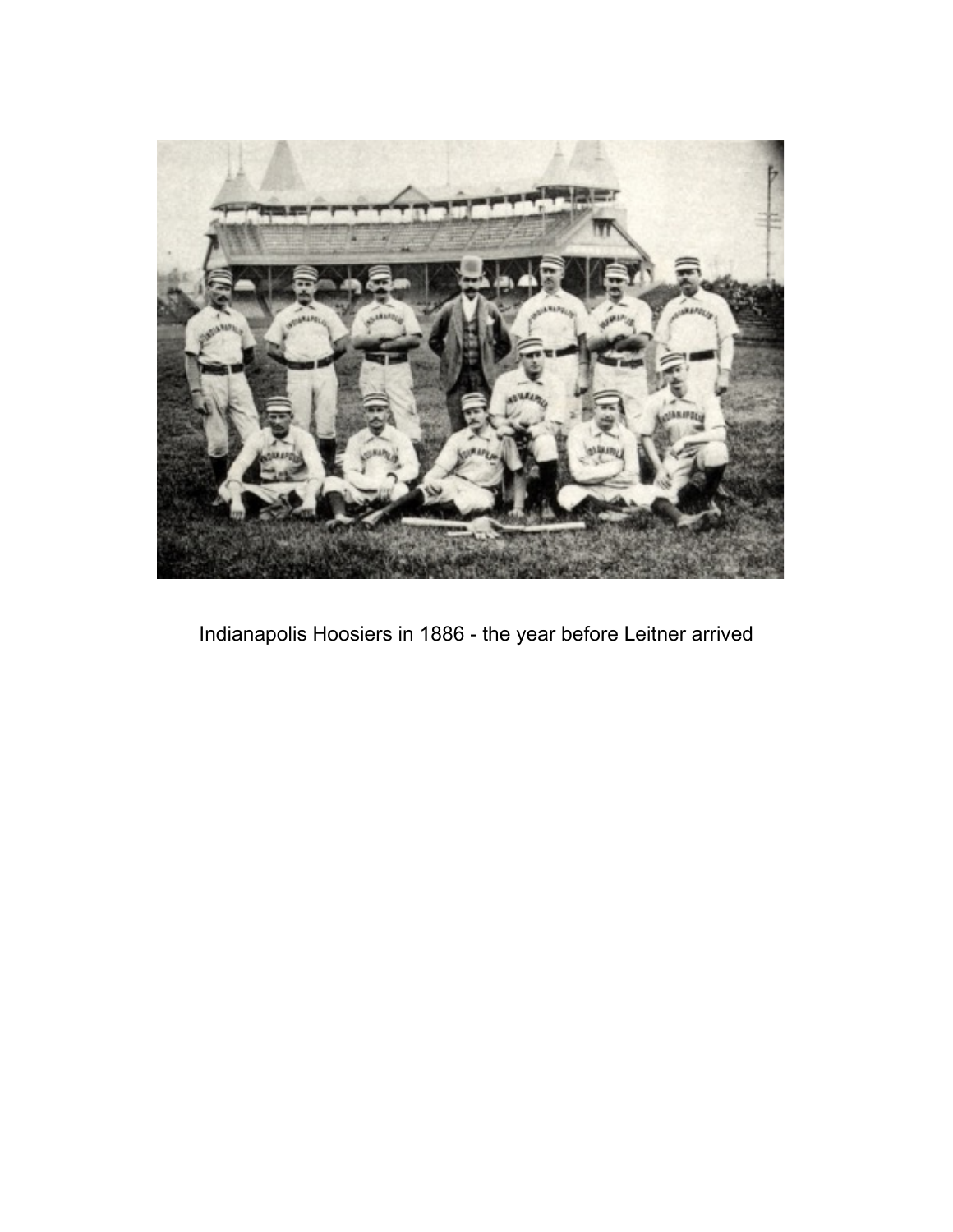Indianapolis Hoosiers in 1886 - the year before Leitner arrived